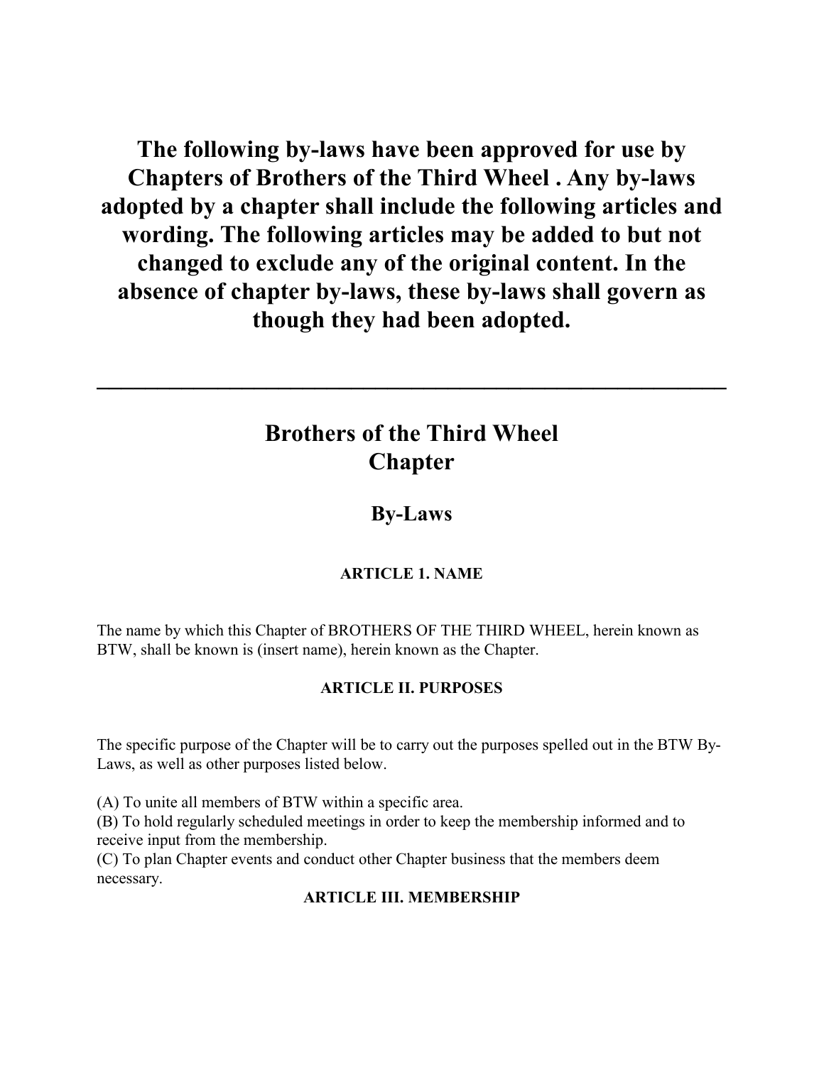**The following by-laws have been approved for use by Chapters of Brothers of the Third Wheel . Any by-laws adopted by a chapter shall include the following articles and wording. The following articles may be added to but not changed to exclude any of the original content. In the absence of chapter by-laws, these by-laws shall govern as though they had been adopted.**

---

# Brothers of the Third Wheel
# Chapter

## By-Laws

### ARTICLE 1. NAME

The name by which this Chapter of BROTHERS OF THE THIRD WHEEL, herein known as BTW, shall be known is (insert name), herein known as the Chapter.

### ARTICLE II. PURPOSES

The specific purpose of the Chapter will be to carry out the purposes spelled out in the BTW By-Laws, as well as other purposes listed below.

(A) To unite all members of BTW within a specific area.
(B) To hold regularly scheduled meetings in order to keep the membership informed and to receive input from the membership.
(C) To plan Chapter events and conduct other Chapter business that the members deem necessary.

### ARTICLE III. MEMBERSHIP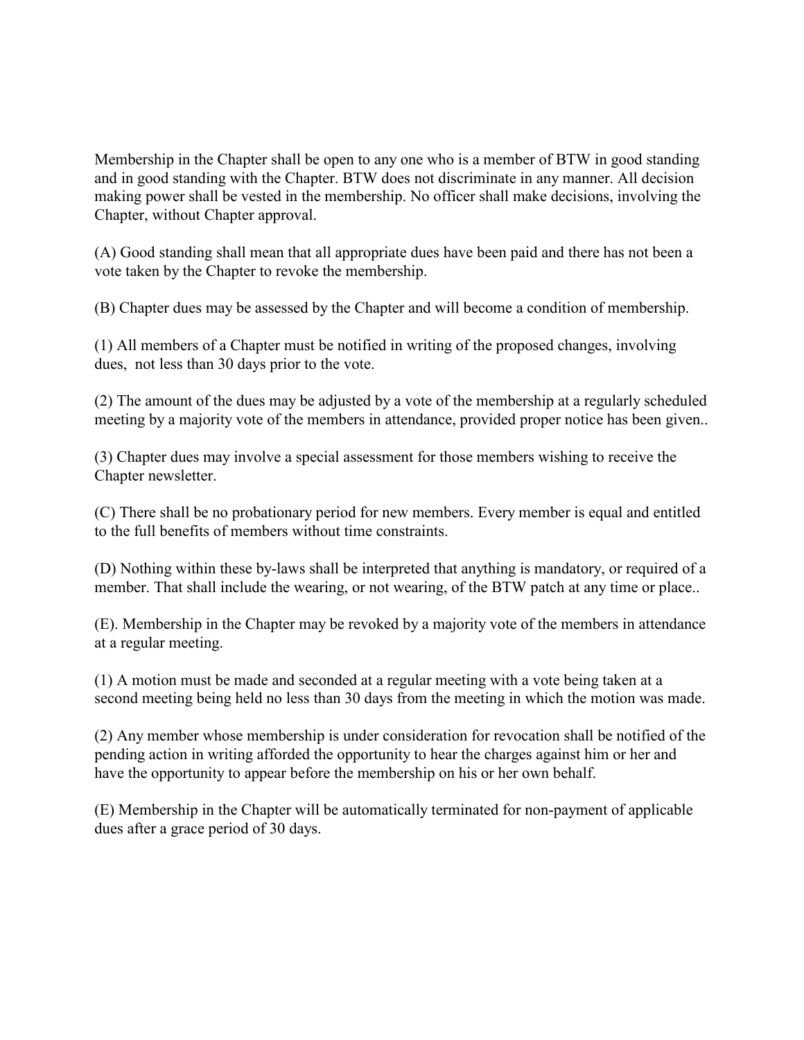Membership in the Chapter shall be open to any one who is a member of BTW in good standing and in good standing with the Chapter. BTW does not discriminate in any manner. All decision making power shall be vested in the membership. No officer shall make decisions, involving the Chapter, without Chapter approval.

(A) Good standing shall mean that all appropriate dues have been paid and there has not been a vote taken by the Chapter to revoke the membership.

(B) Chapter dues may be assessed by the Chapter and will become a condition of membership.

(1) All members of a Chapter must be notified in writing of the proposed changes, involving dues,  not less than 30 days prior to the vote.

(2) The amount of the dues may be adjusted by a vote of the membership at a regularly scheduled meeting by a majority vote of the members in attendance, provided proper notice has been given..

(3) Chapter dues may involve a special assessment for those members wishing to receive the Chapter newsletter.

(C) There shall be no probationary period for new members. Every member is equal and entitled to the full benefits of members without time constraints.

(D) Nothing within these by-laws shall be interpreted that anything is mandatory, or required of a member. That shall include the wearing, or not wearing, of the BTW patch at any time or place..

(E). Membership in the Chapter may be revoked by a majority vote of the members in attendance at a regular meeting.

(1) A motion must be made and seconded at a regular meeting with a vote being taken at a second meeting being held no less than 30 days from the meeting in which the motion was made.

(2) Any member whose membership is under consideration for revocation shall be notified of the pending action in writing afforded the opportunity to hear the charges against him or her and have the opportunity to appear before the membership on his or her own behalf.

(E) Membership in the Chapter will be automatically terminated for non-payment of applicable dues after a grace period of 30 days.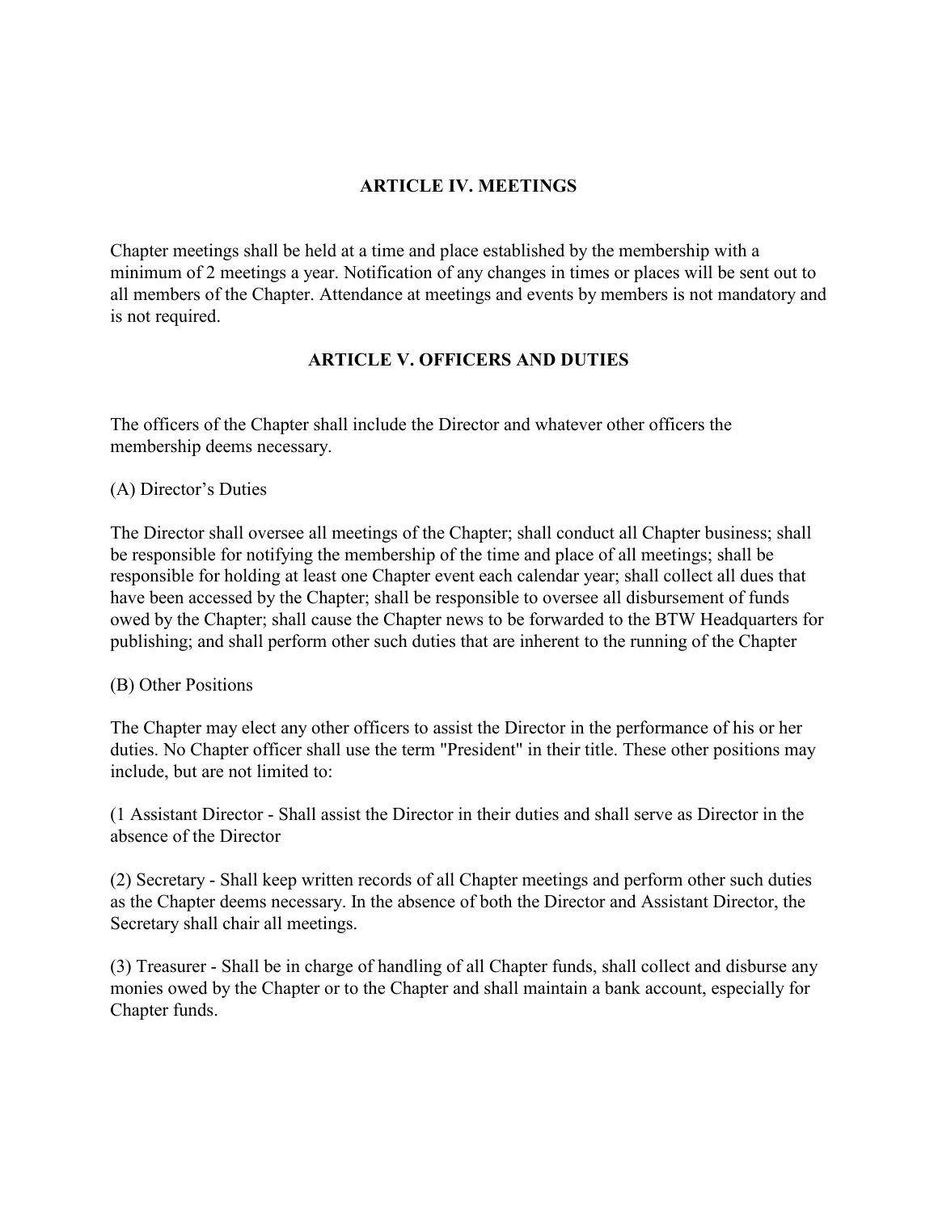## ARTICLE IV. MEETINGS

Chapter meetings shall be held at a time and place established by the membership with a minimum of 2 meetings a year. Notification of any changes in times or places will be sent out to all members of the Chapter. Attendance at meetings and events by members is not mandatory and is not required.

## ARTICLE V. OFFICERS AND DUTIES

The officers of the Chapter shall include the Director and whatever other officers the membership deems necessary.

(A) Director's Duties

The Director shall oversee all meetings of the Chapter; shall conduct all Chapter business; shall be responsible for notifying the membership of the time and place of all meetings; shall be responsible for holding at least one Chapter event each calendar year; shall collect all dues that have been accessed by the Chapter; shall be responsible to oversee all disbursement of funds owed by the Chapter; shall cause the Chapter news to be forwarded to the BTW Headquarters for publishing; and shall perform other such duties that are inherent to the running of the Chapter

(B) Other Positions

The Chapter may elect any other officers to assist the Director in the performance of his or her duties. No Chapter officer shall use the term "President" in their title. These other positions may include, but are not limited to:

(1 Assistant Director - Shall assist the Director in their duties and shall serve as Director in the absence of the Director

(2) Secretary - Shall keep written records of all Chapter meetings and perform other such duties as the Chapter deems necessary. In the absence of both the Director and Assistant Director, the Secretary shall chair all meetings.

(3) Treasurer - Shall be in charge of handling of all Chapter funds, shall collect and disburse any monies owed by the Chapter or to the Chapter and shall maintain a bank account, especially for Chapter funds.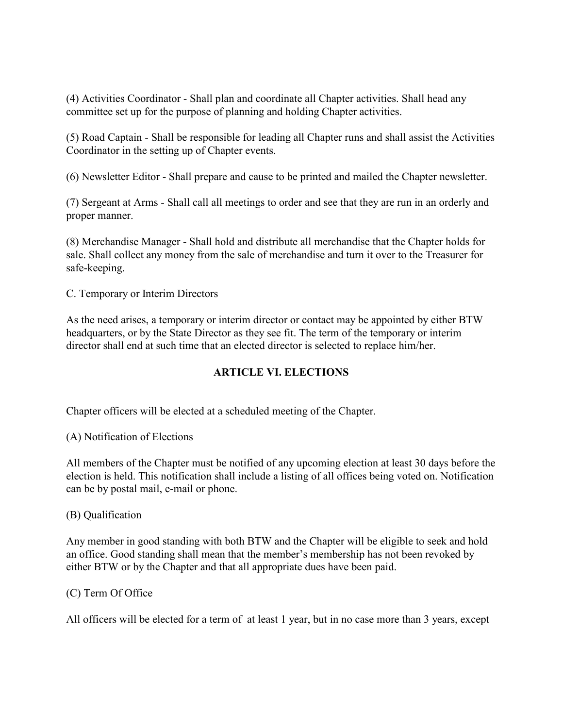(4) Activities Coordinator - Shall plan and coordinate all Chapter activities. Shall head any committee set up for the purpose of planning and holding Chapter activities.

(5) Road Captain - Shall be responsible for leading all Chapter runs and shall assist the Activities Coordinator in the setting up of Chapter events.

(6) Newsletter Editor - Shall prepare and cause to be printed and mailed the Chapter newsletter.

(7) Sergeant at Arms - Shall call all meetings to order and see that they are run in an orderly and proper manner.

(8) Merchandise Manager - Shall hold and distribute all merchandise that the Chapter holds for sale. Shall collect any money from the sale of merchandise and turn it over to the Treasurer for safe-keeping.

C. Temporary or Interim Directors

As the need arises, a temporary or interim director or contact may be appointed by either BTW headquarters, or by the State Director as they see fit. The term of the temporary or interim director shall end at such time that an elected director is selected to replace him/her.

## ARTICLE VI. ELECTIONS

Chapter officers will be elected at a scheduled meeting of the Chapter.

(A) Notification of Elections

All members of the Chapter must be notified of any upcoming election at least 30 days before the election is held. This notification shall include a listing of all offices being voted on. Notification can be by postal mail, e-mail or phone.

(B) Qualification

Any member in good standing with both BTW and the Chapter will be eligible to seek and hold an office. Good standing shall mean that the member's membership has not been revoked by either BTW or by the Chapter and that all appropriate dues have been paid.

(C) Term Of Office

All officers will be elected for a term of at least 1 year, but in no case more than 3 years, except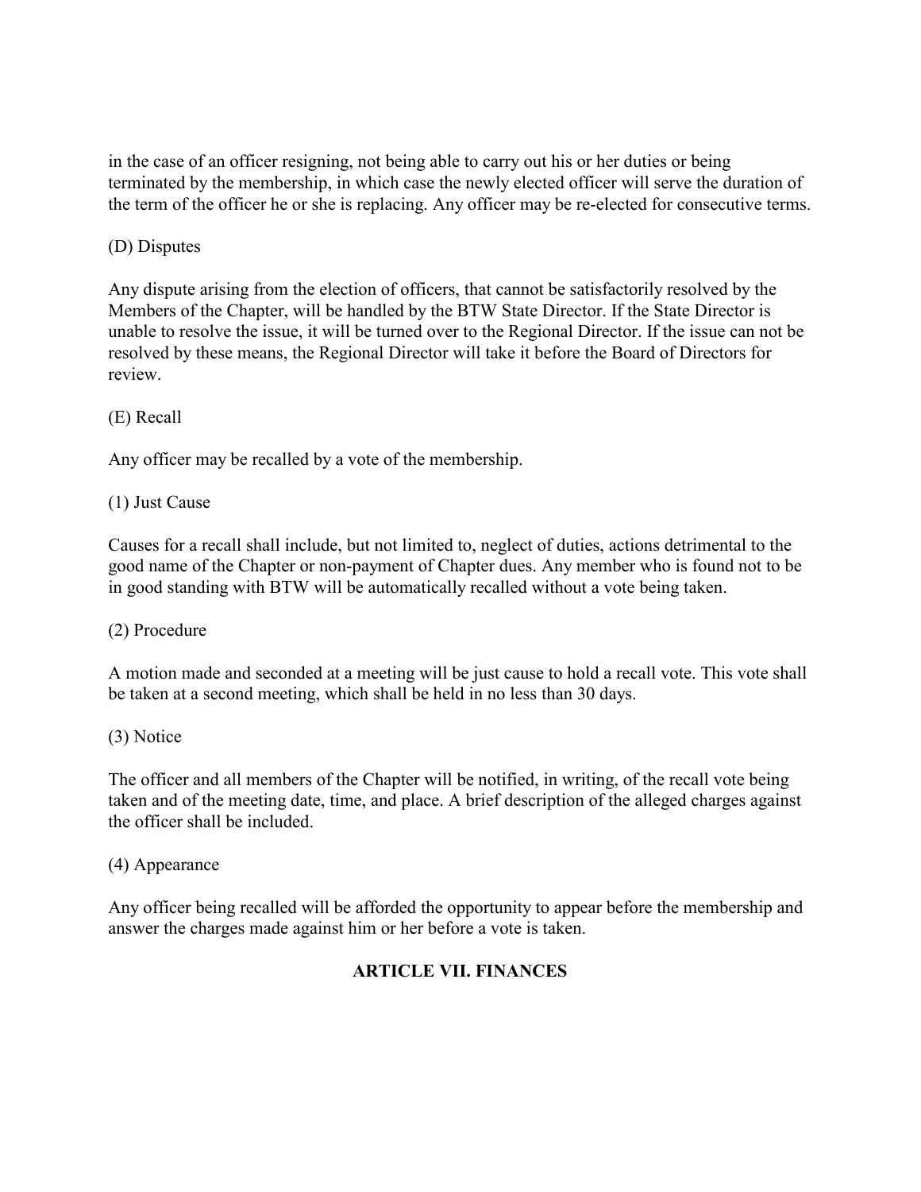in the case of an officer resigning, not being able to carry out his or her duties or being terminated by the membership, in which case the newly elected officer will serve the duration of the term of the officer he or she is replacing. Any officer may be re-elected for consecutive terms.

(D) Disputes

Any dispute arising from the election of officers, that cannot be satisfactorily resolved by the Members of the Chapter, will be handled by the BTW State Director. If the State Director is unable to resolve the issue, it will be turned over to the Regional Director. If the issue can not be resolved by these means, the Regional Director will take it before the Board of Directors for review.

(E) Recall

Any officer may be recalled by a vote of the membership.

(1) Just Cause

Causes for a recall shall include, but not limited to, neglect of duties, actions detrimental to the good name of the Chapter or non-payment of Chapter dues. Any member who is found not to be in good standing with BTW will be automatically recalled without a vote being taken.

(2) Procedure

A motion made and seconded at a meeting will be just cause to hold a recall vote. This vote shall be taken at a second meeting, which shall be held in no less than 30 days.

(3) Notice

The officer and all members of the Chapter will be notified, in writing, of the recall vote being taken and of the meeting date, time, and place. A brief description of the alleged charges against the officer shall be included.

(4) Appearance

Any officer being recalled will be afforded the opportunity to appear before the membership and answer the charges made against him or her before a vote is taken.

## ARTICLE VII. FINANCES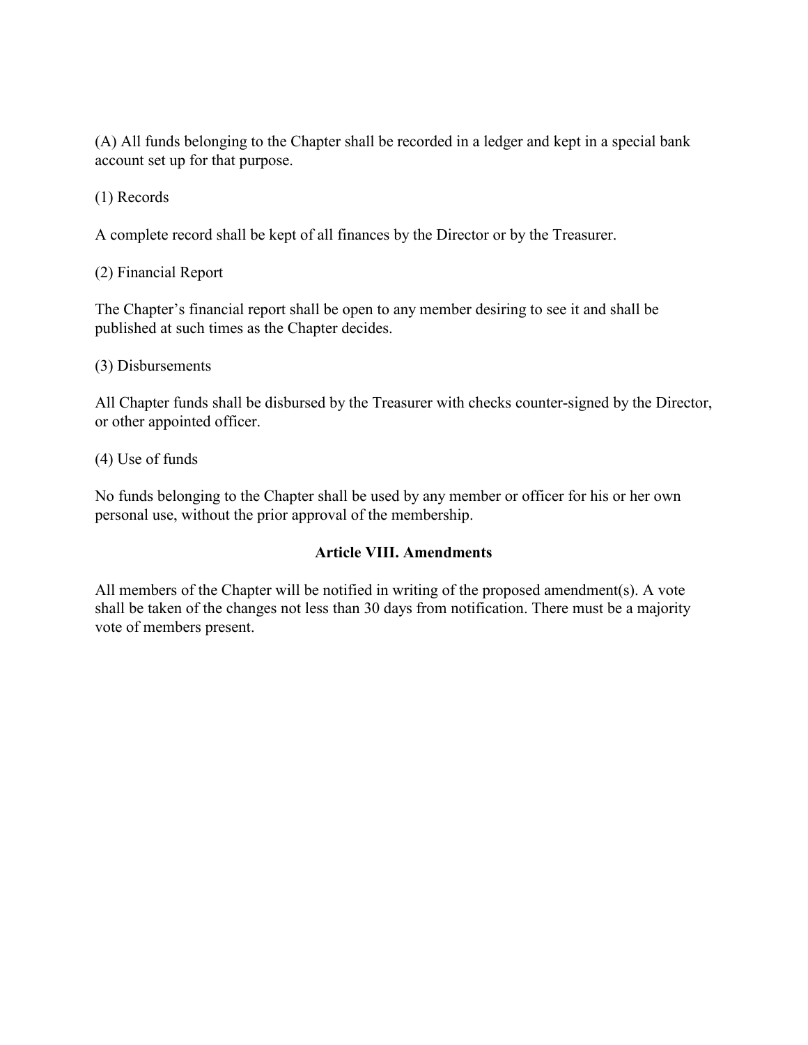(A) All funds belonging to the Chapter shall be recorded in a ledger and kept in a special bank account set up for that purpose.

(1) Records

A complete record shall be kept of all finances by the Director or by the Treasurer.

(2) Financial Report

The Chapter's financial report shall be open to any member desiring to see it and shall be published at such times as the Chapter decides.

(3) Disbursements

All Chapter funds shall be disbursed by the Treasurer with checks counter-signed by the Director, or other appointed officer.

(4) Use of funds

No funds belonging to the Chapter shall be used by any member or officer for his or her own personal use, without the prior approval of the membership.

## Article VIII. Amendments

All members of the Chapter will be notified in writing of the proposed amendment(s). A vote shall be taken of the changes not less than 30 days from notification. There must be a majority vote of members present.